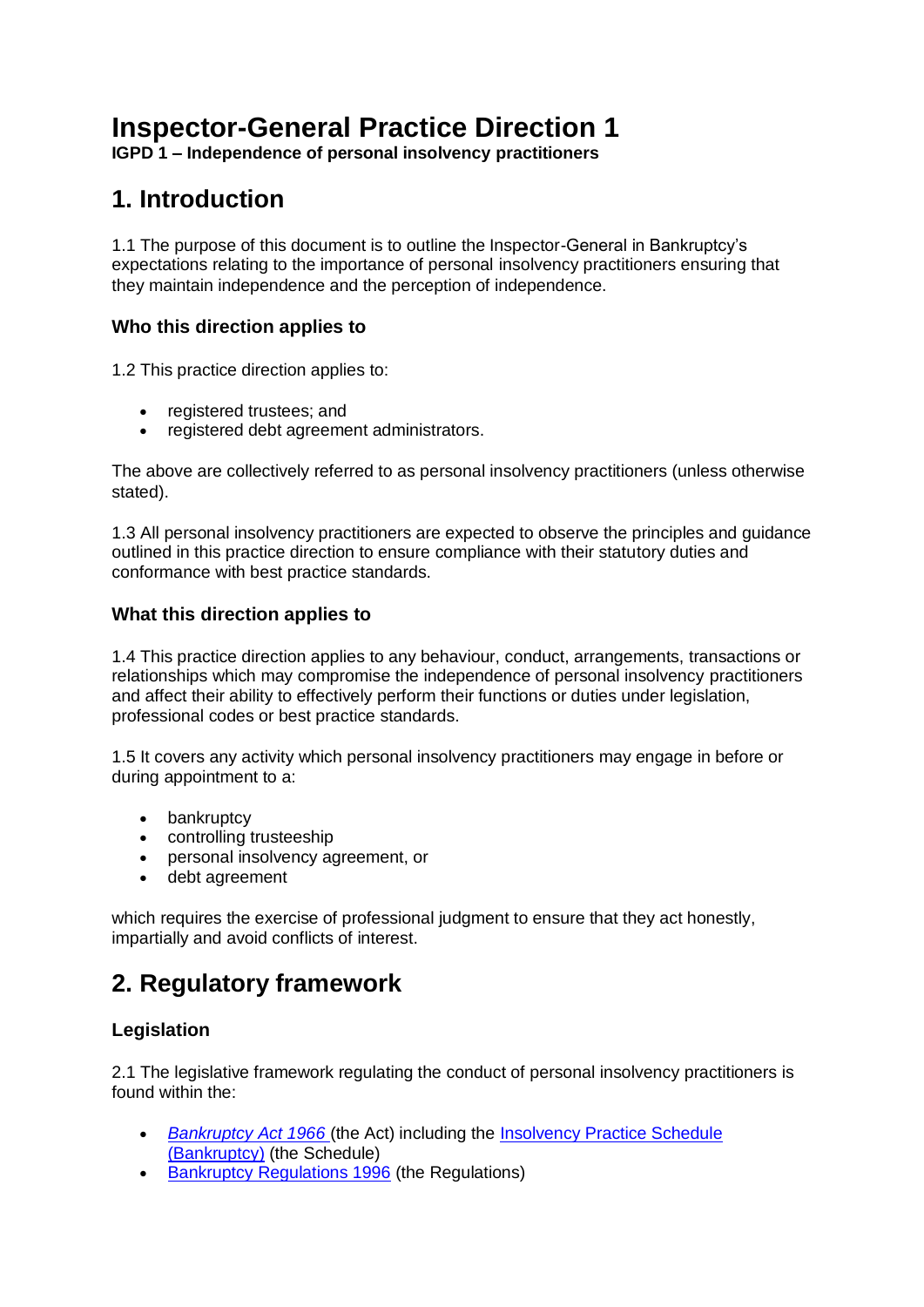# Inspector-General Practice Direction 1

**IGPD 1 – Independence of personal insolvency practitioners**

## 1. Introduction

1.1 The purpose of this document is to outline the Inspector-General in Bankruptcy's expectations relating to the importance of personal insolvency practitioners ensuring that they maintain independence and the perception of independence.

### Who this direction applies to

1.2 This practice direction applies to:

- registered trustees; and
- registered debt agreement administrators.

The above are collectively referred to as personal insolvency practitioners (unless otherwise stated).

1.3 All personal insolvency practitioners are expected to observe the principles and guidance outlined in this practice direction to ensure compliance with their statutory duties and conformance with best practice standards.

### What this direction applies to

1.4 This practice direction applies to any behaviour, conduct, arrangements, transactions or relationships which may compromise the independence of personal insolvency practitioners and affect their ability to effectively perform their functions or duties under legislation, professional codes or best practice standards.

1.5 It covers any activity which personal insolvency practitioners may engage in before or during appointment to a:

- bankruptcy
- controlling trusteeship
- personal insolvency agreement, or
- debt agreement

which requires the exercise of professional judgment to ensure that they act honestly, impartially and avoid conflicts of interest.

## 2. Regulatory framework

### Legislation

2.1 The legislative framework regulating the conduct of personal insolvency practitioners is found within the:

- *Bankruptcy Act 1966* (the Act) including the Insolvency Practice Schedule (Bankruptcy) (the Schedule)
- Bankruptcy Regulations 1996 (the Regulations)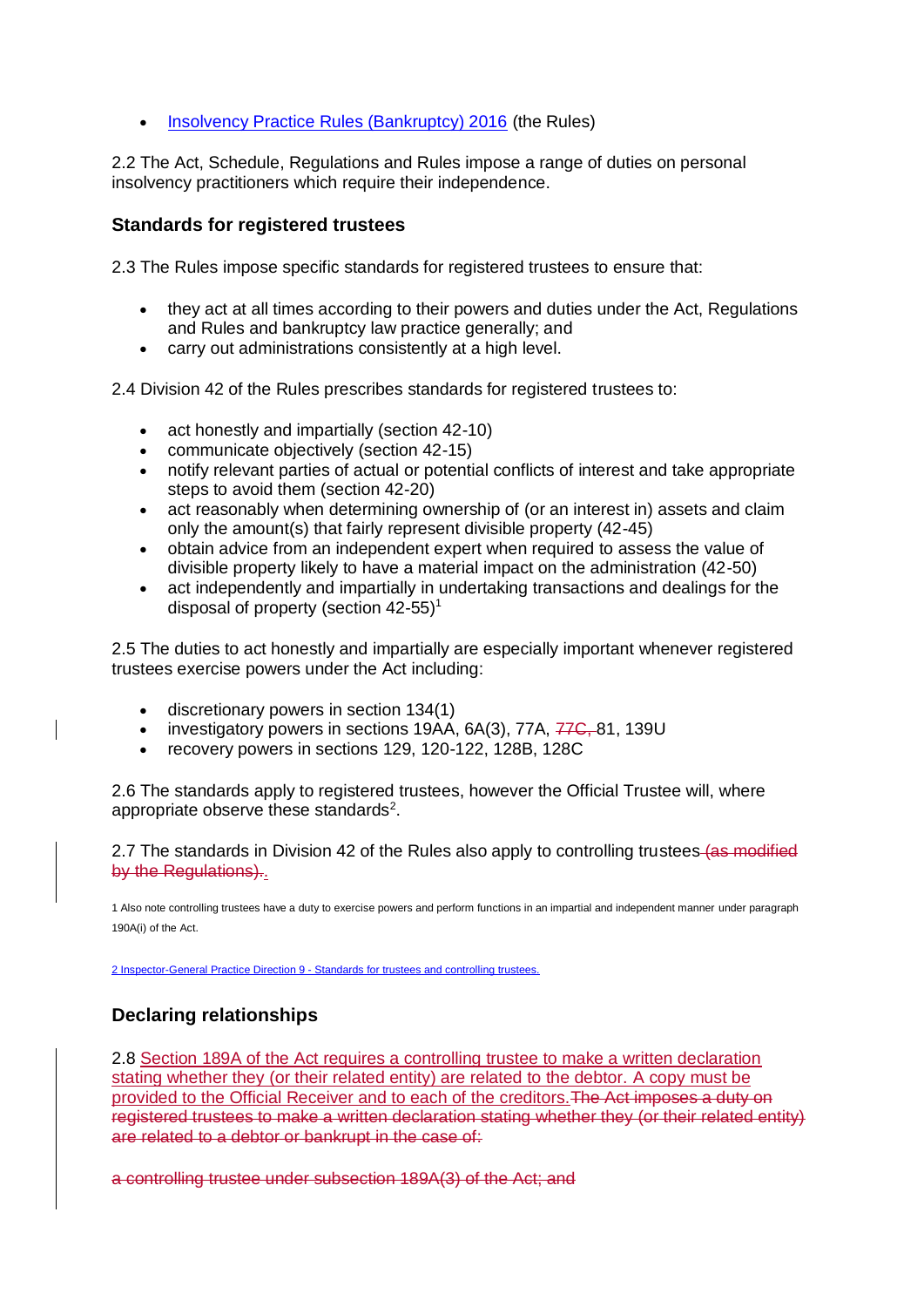- Insolvency Practice Rules (Bankruptcy) 2016 (the Rules)

2.2 The Act, Schedule, Regulations and Rules impose a range of duties on personal insolvency practitioners which require their independence.

### Standards for registered trustees

2.3 The Rules impose specific standards for registered trustees to ensure that:

- they act at all times according to their powers and duties under the Act, Regulations and Rules and bankruptcy law practice generally; and
- carry out administrations consistently at a high level.

2.4 Division 42 of the Rules prescribes standards for registered trustees to:

- act honestly and impartially (section 42-10)
- communicate objectively (section 42-15)
- notify relevant parties of actual or potential conflicts of interest and take appropriate steps to avoid them (section 42-20)
- act reasonably when determining ownership of (or an interest in) assets and claim only the amount(s) that fairly represent divisible property (42-45)
- obtain advice from an independent expert when required to assess the value of divisible property likely to have a material impact on the administration (42-50)
- act independently and impartially in undertaking transactions and dealings for the disposal of property (section 42-55)[1]

2.5 The duties to act honestly and impartially are especially important whenever registered trustees exercise powers under the Act including:

- discretionary powers in section 134(1)
- investigatory powers in sections 19AA, 6A(3), 77A, ~~77C,~~ 81, 139U
- recovery powers in sections 129, 120-122, 128B, 128C

2.6 The standards apply to registered trustees, however the Official Trustee will, where appropriate observe these standards[2].

2.7 The standards in Division 42 of the Rules also apply to controlling trustees ~~(as modified by the Regulations).~~.

1 Also note controlling trustees have a duty to exercise powers and perform functions in an impartial and independent manner under paragraph 190A(i) of the Act.

2 Inspector-General Practice Direction 9 - Standards for trustees and controlling trustees.

### Declaring relationships

2.8 Section 189A of the Act requires a controlling trustee to make a written declaration stating whether they (or their related entity) are related to the debtor. A copy must be provided to the Official Receiver and to each of the creditors. ~~The Act imposes a duty on registered trustees to make a written declaration stating whether they (or their related entity) are related to a debtor or bankrupt in the case of:~~

~~a controlling trustee under subsection 189A(3) of the Act; and~~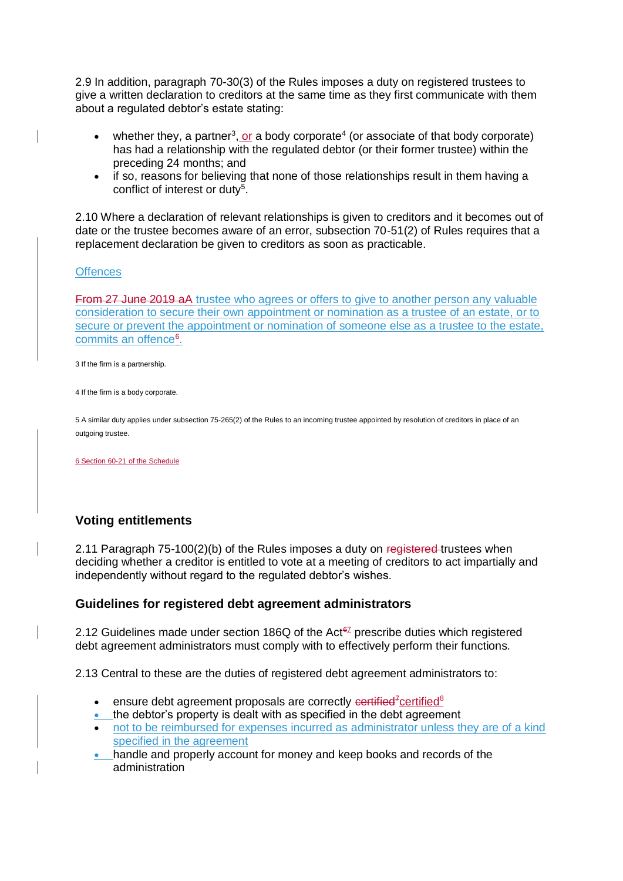2.9 In addition, paragraph 70-30(3) of the Rules imposes a duty on registered trustees to give a written declaration to creditors at the same time as they first communicate with them about a regulated debtor's estate stating:

- whether they, a partner[3], or a body corporate[4] (or associate of that body corporate) has had a relationship with the regulated debtor (or their former trustee) within the preceding 24 months; and
- if so, reasons for believing that none of those relationships result in them having a conflict of interest or duty[5].

2.10 Where a declaration of relevant relationships is given to creditors and it becomes out of date or the trustee becomes aware of an error, subsection 70-51(2) of Rules requires that a replacement declaration be given to creditors as soon as practicable.

Offences

~~From 27 June 2019 a~~A trustee who agrees or offers to give to another person any valuable consideration to secure their own appointment or nomination as a trustee of an estate, or to secure or prevent the appointment or nomination of someone else as a trustee to the estate, commits an offence[6].

3 If the firm is a partnership.

4 If the firm is a body corporate.

5 A similar duty applies under subsection 75-265(2) of the Rules to an incoming trustee appointed by resolution of creditors in place of an outgoing trustee.

6 Section 60-21 of the Schedule

## Voting entitlements

2.11 Paragraph 75-100(2)(b) of the Rules imposes a duty on ~~registered~~ trustees when deciding whether a creditor is entitled to vote at a meeting of creditors to act impartially and independently without regard to the regulated debtor's wishes.

## Guidelines for registered debt agreement administrators

2.12 Guidelines made under section 186Q of the Act[6][7] prescribe duties which registered debt agreement administrators must comply with to effectively perform their functions.

2.13 Central to these are the duties of registered debt agreement administrators to:

- ensure debt agreement proposals are correctly ~~certified~~[7]certified[8]
- the debtor's property is dealt with as specified in the debt agreement
- not to be reimbursed for expenses incurred as administrator unless they are of a kind specified in the agreement
- handle and properly account for money and keep books and records of the administration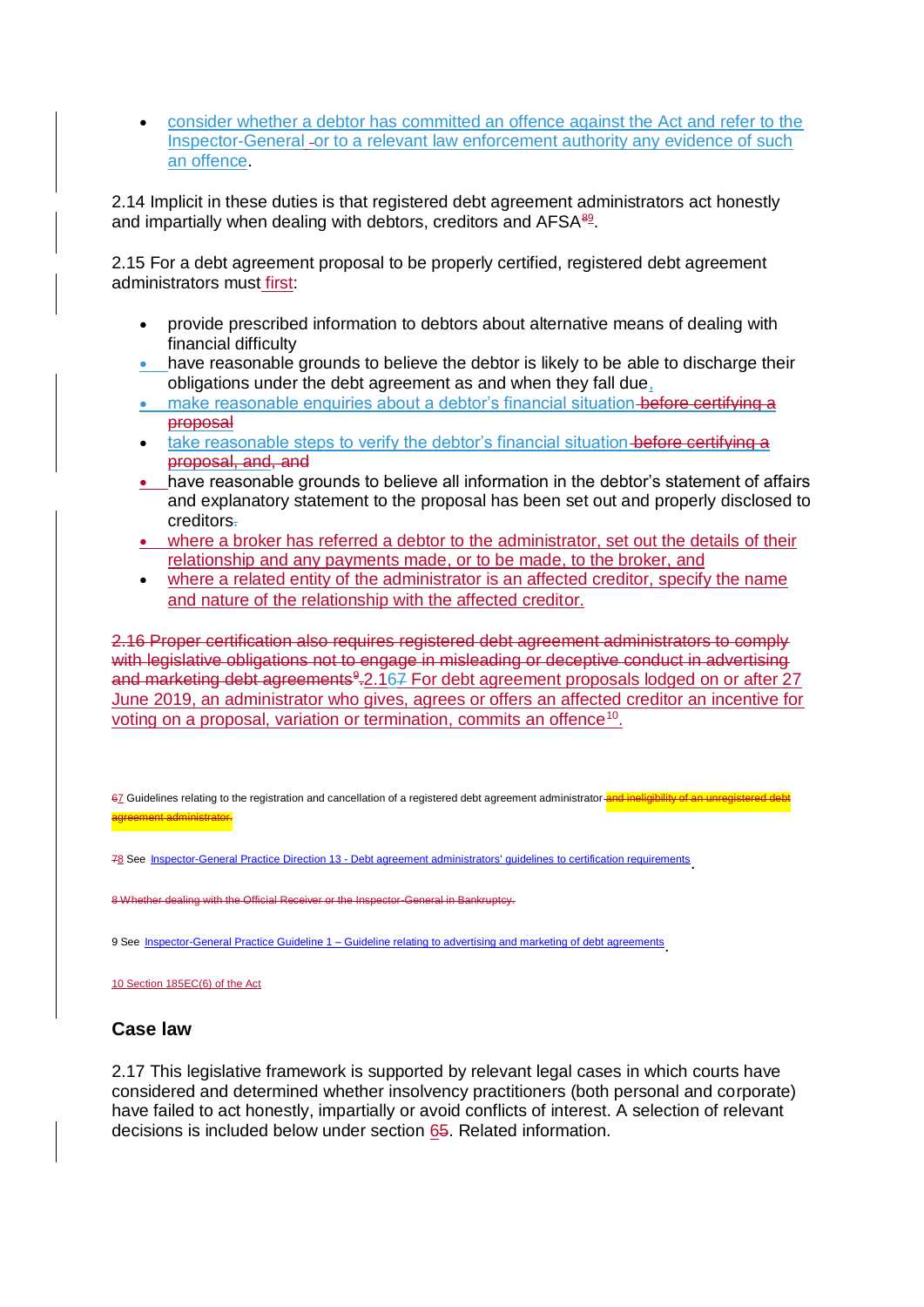- consider whether a debtor has committed an offence against the Act and refer to the Inspector-General -or to a relevant law enforcement authority any evidence of such an offence.

2.14 Implicit in these duties is that registered debt agreement administrators act honestly and impartially when dealing with debtors, creditors and AFSA[89].

2.15 For a debt agreement proposal to be properly certified, registered debt agreement administrators must first:

- provide prescribed information to debtors about alternative means of dealing with financial difficulty
- have reasonable grounds to believe the debtor is likely to be able to discharge their obligations under the debt agreement as and when they fall due,
- make reasonable enquiries about a debtor's financial situation before certifying a proposal
- take reasonable steps to verify the debtor's financial situation before certifying a proposal, and, and
- have reasonable grounds to believe all information in the debtor's statement of affairs and explanatory statement to the proposal has been set out and properly disclosed to creditors.
- where a broker has referred a debtor to the administrator, set out the details of their relationship and any payments made, or to be made, to the broker, and
- where a related entity of the administrator is an affected creditor, specify the name and nature of the relationship with the affected creditor.

2.16 Proper certification also requires registered debt agreement administrators to comply with legislative obligations not to engage in misleading or deceptive conduct in advertising and marketing debt agreements[9].2.167 For debt agreement proposals lodged on or after 27 June 2019, an administrator who gives, agrees or offers an affected creditor an incentive for voting on a proposal, variation or termination, commits an offence[10].

67 Guidelines relating to the registration and cancellation of a registered debt agreement administrator and ineligibility of an unregistered debt agreement administrator.

78 See Inspector-General Practice Direction 13 - Debt agreement administrators' guidelines to certification requirements.

8 Whether dealing with the Official Receiver or the Inspector-General in Bankruptcy.

9 See Inspector-General Practice Guideline 1 – Guideline relating to advertising and marketing of debt agreements.

10 Section 185EC(6) of the Act

## Case law

2.17 This legislative framework is supported by relevant legal cases in which courts have considered and determined whether insolvency practitioners (both personal and corporate) have failed to act honestly, impartially or avoid conflicts of interest. A selection of relevant decisions is included below under section 65. Related information.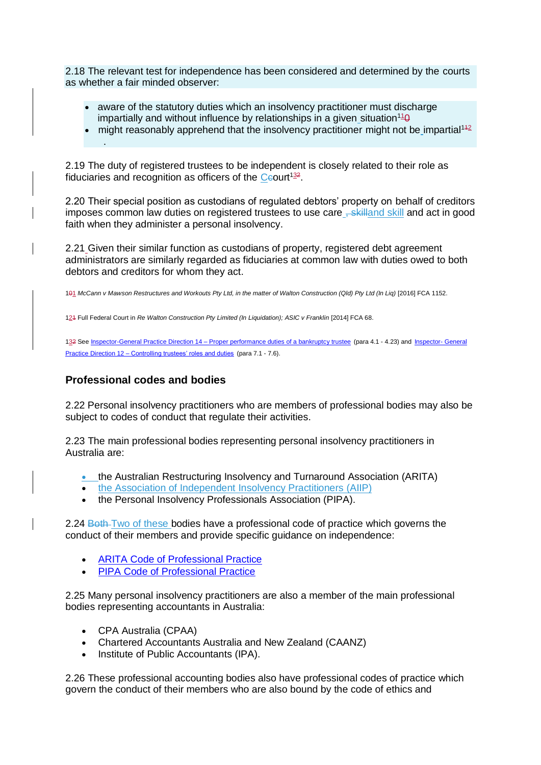2.18 The relevant test for independence has been considered and determined by the courts as whether a fair minded observer:

- aware of the statutory duties which an insolvency practitioner must discharge impartially and without influence by relationships in a given situation[11]
- might reasonably apprehend that the insolvency practitioner might not be impartial[12].

2.19 The duty of registered trustees to be independent is closely related to their role as fiduciaries and recognition as officers of the Court[13].

2.20 Their special position as custodians of regulated debtors' property on behalf of creditors imposes common law duties on registered trustees to use care and skill and act in good faith when they administer a personal insolvency.

2.21 Given their similar function as custodians of property, registered debt agreement administrators are similarly regarded as fiduciaries at common law with duties owed to both debtors and creditors for whom they act.

11 *McCann v Mawson Restructures and Workouts Pty Ltd, in the matter of Walton Construction (Qld) Pty Ltd (In Liq)* [2016] FCA 1152.

12 Full Federal Court in *Re Walton Construction Pty Limited (In Liquidation); ASIC v Franklin* [2014] FCA 68.

13 See Inspector-General Practice Direction 14 – Proper performance duties of a bankruptcy trustee (para 4.1 - 4.23) and Inspector- General Practice Direction 12 – Controlling trustees' roles and duties (para 7.1 - 7.6).

## Professional codes and bodies

2.22 Personal insolvency practitioners who are members of professional bodies may also be subject to codes of conduct that regulate their activities.

2.23 The main professional bodies representing personal insolvency practitioners in Australia are:

- the Australian Restructuring Insolvency and Turnaround Association (ARITA)
- the Association of Independent Insolvency Practitioners (AIIP)
- the Personal Insolvency Professionals Association (PIPA).

2.24 Two of these bodies have a professional code of practice which governs the conduct of their members and provide specific guidance on independence:

- ARITA Code of Professional Practice
- PIPA Code of Professional Practice

2.25 Many personal insolvency practitioners are also a member of the main professional bodies representing accountants in Australia:

- CPA Australia (CPAA)
- Chartered Accountants Australia and New Zealand (CAANZ)
- Institute of Public Accountants (IPA).

2.26 These professional accounting bodies also have professional codes of practice which govern the conduct of their members who are also bound by the code of ethics and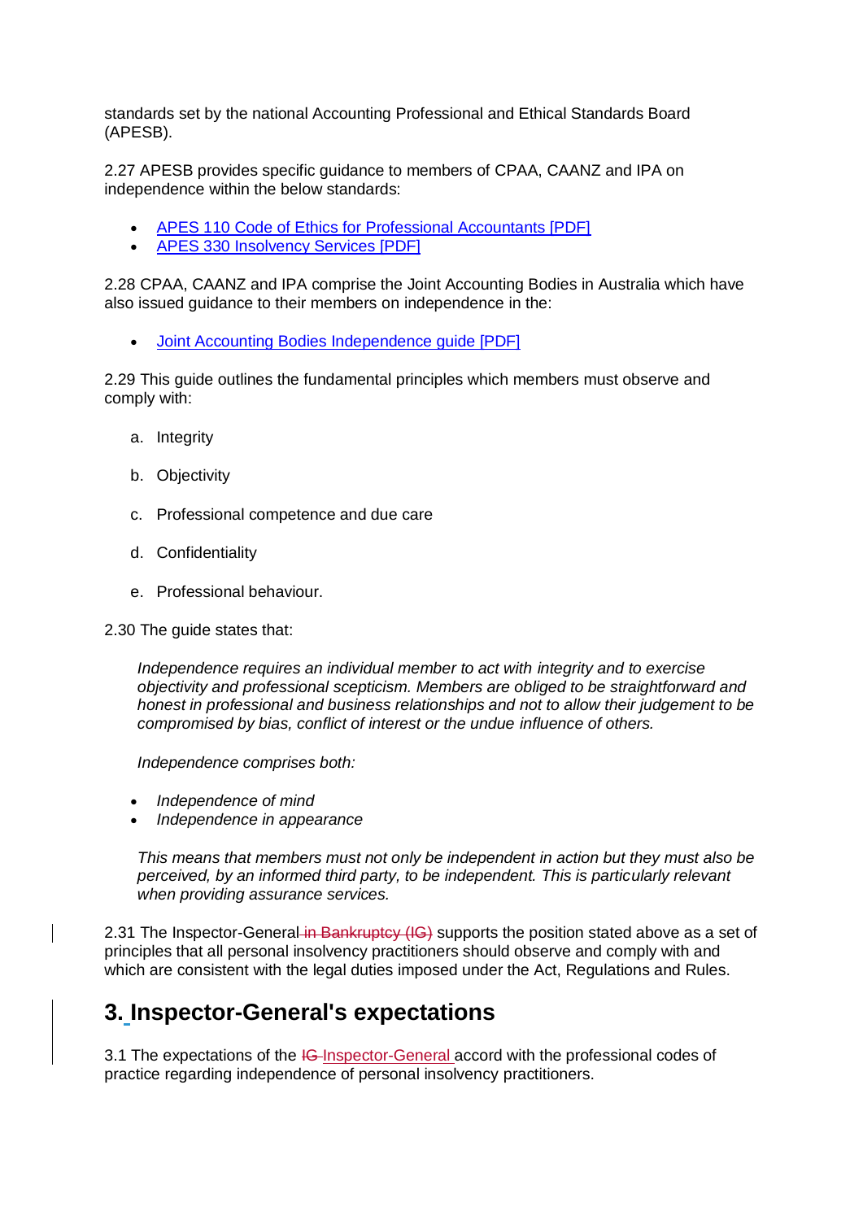standards set by the national Accounting Professional and Ethical Standards Board (APESB).

2.27 APESB provides specific guidance to members of CPAA, CAANZ and IPA on independence within the below standards:

- [APES 110 Code of Ethics for Professional Accountants [PDF]]()
- [APES 330 Insolvency Services [PDF]]()

2.28 CPAA, CAANZ and IPA comprise the Joint Accounting Bodies in Australia which have also issued guidance to their members on independence in the:

- [Joint Accounting Bodies Independence guide [PDF]]()

2.29 This guide outlines the fundamental principles which members must observe and comply with:

a. Integrity

b. Objectivity

c. Professional competence and due care

d. Confidentiality

e. Professional behaviour.

2.30 The guide states that:

> *Independence requires an individual member to act with integrity and to exercise objectivity and professional scepticism. Members are obliged to be straightforward and honest in professional and business relationships and not to allow their judgement to be compromised by bias, conflict of interest or the undue influence of others.*
>
> *Independence comprises both:*
>
> - *Independence of mind*
> - *Independence in appearance*
>
> *This means that members must not only be independent in action but they must also be perceived, by an informed third party, to be independent. This is particularly relevant when providing assurance services.*

2.31 The Inspector-General ~~in Bankruptcy (IG)~~ supports the position stated above as a set of principles that all personal insolvency practitioners should observe and comply with and which are consistent with the legal duties imposed under the Act, Regulations and Rules.

## 3. Inspector-General's expectations

3.1 The expectations of the ~~IG~~ Inspector-General accord with the professional codes of practice regarding independence of personal insolvency practitioners.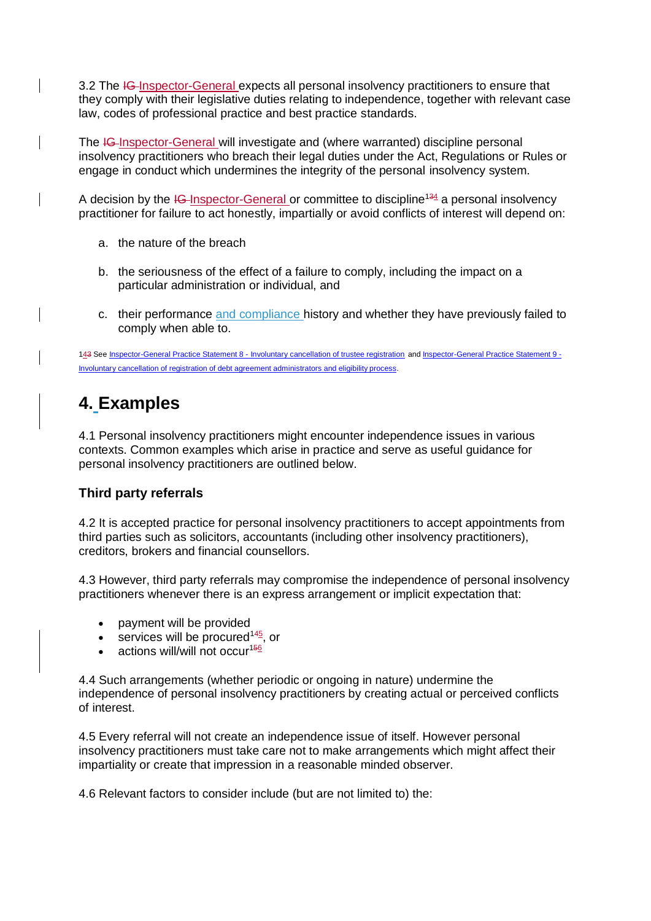3.2 The Inspector-General expects all personal insolvency practitioners to ensure that they comply with their legislative duties relating to independence, together with relevant case law, codes of professional practice and best practice standards.

The Inspector-General will investigate and (where warranted) discipline personal insolvency practitioners who breach their legal duties under the Act, Regulations or Rules or engage in conduct which undermines the integrity of the personal insolvency system.

A decision by the Inspector-General or committee to discipline[13] a personal insolvency practitioner for failure to act honestly, impartially or avoid conflicts of interest will depend on:

a. the nature of the breach

b. the seriousness of the effect of a failure to comply, including the impact on a particular administration or individual, and

c. their performance and compliance history and whether they have previously failed to comply when able to.

[13] See Inspector-General Practice Statement 8 - Involuntary cancellation of trustee registration and Inspector-General Practice Statement 9 - Involuntary cancellation of registration of debt agreement administrators and eligibility process.

# 4. Examples

4.1 Personal insolvency practitioners might encounter independence issues in various contexts. Common examples which arise in practice and serve as useful guidance for personal insolvency practitioners are outlined below.

### Third party referrals

4.2 It is accepted practice for personal insolvency practitioners to accept appointments from third parties such as solicitors, accountants (including other insolvency practitioners), creditors, brokers and financial counsellors.

4.3 However, third party referrals may compromise the independence of personal insolvency practitioners whenever there is an express arrangement or implicit expectation that:

- payment will be provided
- services will be procured[14], or
- actions will/will not occur[15]

4.4 Such arrangements (whether periodic or ongoing in nature) undermine the independence of personal insolvency practitioners by creating actual or perceived conflicts of interest.

4.5 Every referral will not create an independence issue of itself. However personal insolvency practitioners must take care not to make arrangements which might affect their impartiality or create that impression in a reasonable minded observer.

4.6 Relevant factors to consider include (but are not limited to) the: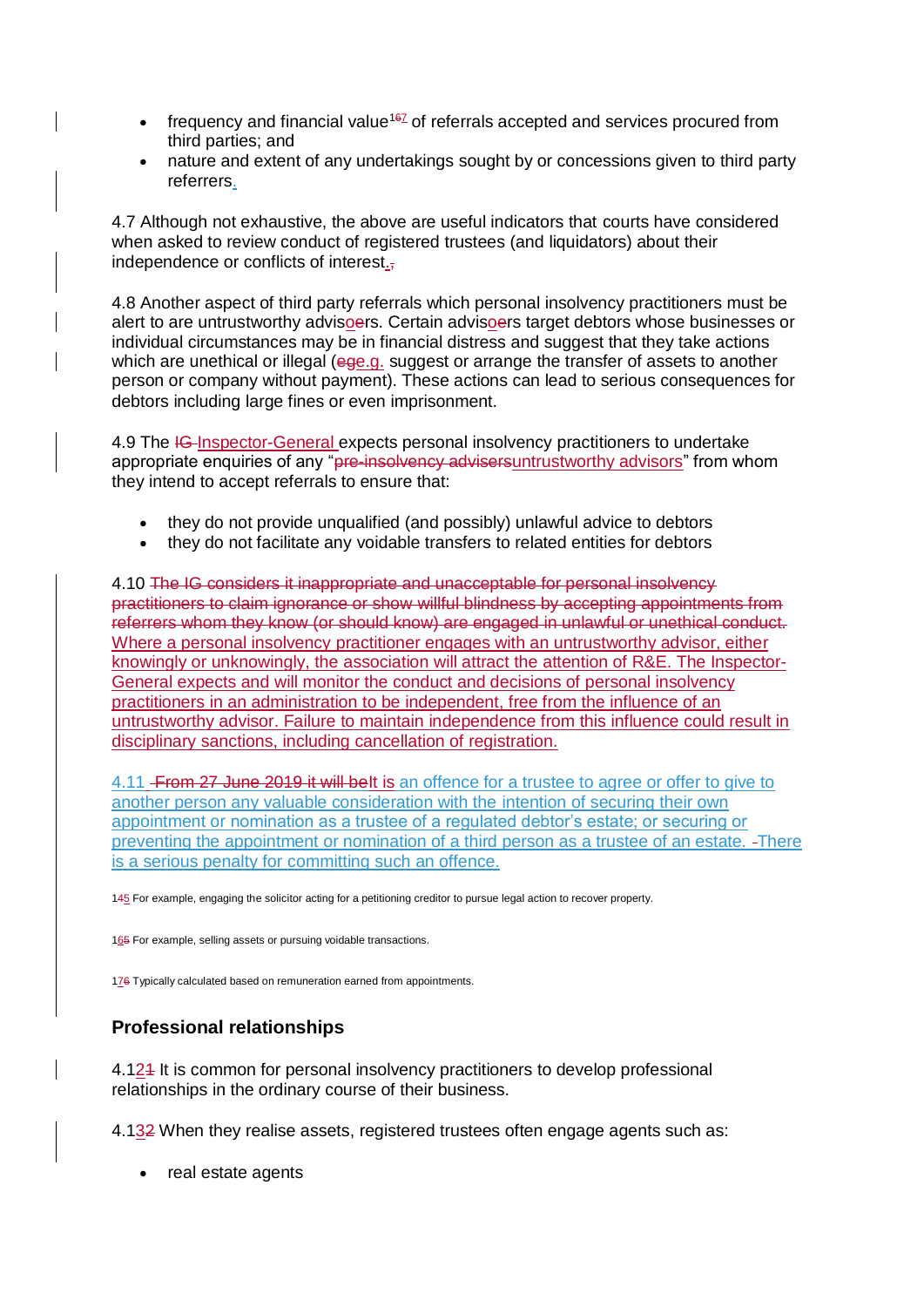- frequency and financial value[1~~6~~7] of referrals accepted and services procured from third parties; and
- nature and extent of any undertakings sought by or concessions given to third party referrers.

4.7 Although not exhaustive, the above are useful indicators that courts have considered when asked to review conduct of registered trustees (and liquidators) about their independence or conflicts of interest.~~,~~

4.8 Another aspect of third party referrals which personal insolvency practitioners must be alert to are untrustworthy advis~~e~~ors. Certain advis~~e~~ors target debtors whose businesses or individual circumstances may be in financial distress and suggest that they take actions which are unethical or illegal (~~eg~~e.g. suggest or arrange the transfer of assets to another person or company without payment). These actions can lead to serious consequences for debtors including large fines or even imprisonment.

4.9 The ~~IG~~ Inspector-General expects personal insolvency practitioners to undertake appropriate enquiries of any "~~pre-insolvency advisers~~untrustworthy advisors" from whom they intend to accept referrals to ensure that:

- they do not provide unqualified (and possibly) unlawful advice to debtors
- they do not facilitate any voidable transfers to related entities for debtors

4.10 ~~The IG considers it inappropriate and unacceptable for personal insolvency practitioners to claim ignorance or show willful blindness by accepting appointments from referrers whom they know (or should know) are engaged in unlawful or unethical conduct.~~ Where a personal insolvency practitioner engages with an untrustworthy advisor, either knowingly or unknowingly, the association will attract the attention of R&E. The Inspector-General expects and will monitor the conduct and decisions of personal insolvency practitioners in an administration to be independent, free from the influence of an untrustworthy advisor. Failure to maintain independence from this influence could result in disciplinary sanctions, including cancellation of registration.

4.11 ~~From 27 June 2019 it will be~~It is an offence for a trustee to agree or offer to give to another person any valuable consideration with the intention of securing their own appointment or nomination as a trustee of a regulated debtor's estate; or securing or preventing the appointment or nomination of a third person as a trustee of an estate. There is a serious penalty for committing such an offence.

1~~4~~5 For example, engaging the solicitor acting for a petitioning creditor to pursue legal action to recover property.

16~~5~~ For example, selling assets or pursuing voidable transactions.

17~~6~~ Typically calculated based on remuneration earned from appointments.

## Professional relationships

4.12~~1~~ It is common for personal insolvency practitioners to develop professional relationships in the ordinary course of their business.

4.13~~2~~ When they realise assets, registered trustees often engage agents such as:

- real estate agents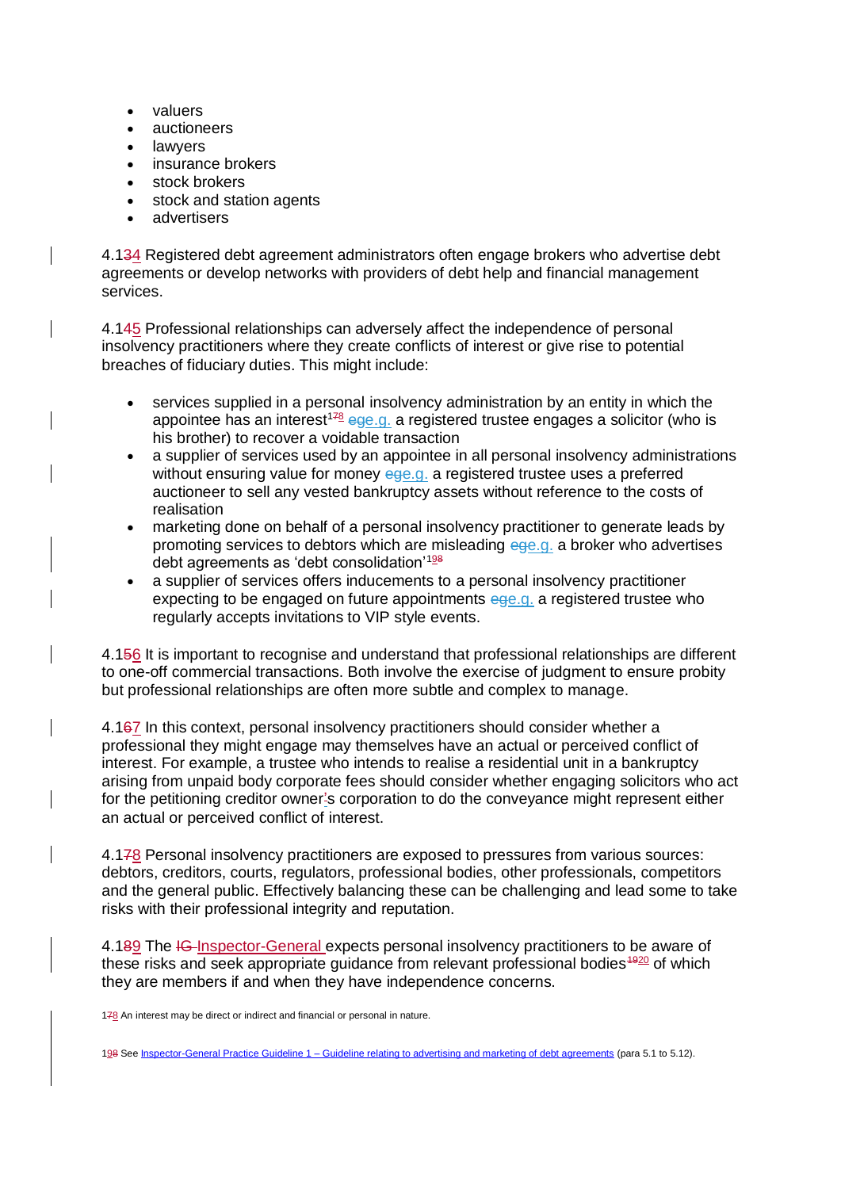- valuers
- auctioneers
- lawyers
- insurance brokers
- stock brokers
- stock and station agents
- advertisers

4.134 Registered debt agreement administrators often engage brokers who advertise debt agreements or develop networks with providers of debt help and financial management services.

4.145 Professional relationships can adversely affect the independence of personal insolvency practitioners where they create conflicts of interest or give rise to potential breaches of fiduciary duties. This might include:

- services supplied in a personal insolvency administration by an entity in which the appointee has an interest[178] ege.g. a registered trustee engages a solicitor (who is his brother) to recover a voidable transaction
- a supplier of services used by an appointee in all personal insolvency administrations without ensuring value for money ege.g. a registered trustee uses a preferred auctioneer to sell any vested bankruptcy assets without reference to the costs of realisation
- marketing done on behalf of a personal insolvency practitioner to generate leads by promoting services to debtors which are misleading ege.g. a broker who advertises debt agreements as 'debt consolidation'[198]
- a supplier of services offers inducements to a personal insolvency practitioner expecting to be engaged on future appointments ege.g. a registered trustee who regularly accepts invitations to VIP style events.

4.156 It is important to recognise and understand that professional relationships are different to one-off commercial transactions. Both involve the exercise of judgment to ensure probity but professional relationships are often more subtle and complex to manage.

4.167 In this context, personal insolvency practitioners should consider whether a professional they might engage may themselves have an actual or perceived conflict of interest. For example, a trustee who intends to realise a residential unit in a bankruptcy arising from unpaid body corporate fees should consider whether engaging solicitors who act for the petitioning creditor owner's corporation to do the conveyance might represent either an actual or perceived conflict of interest.

4.178 Personal insolvency practitioners are exposed to pressures from various sources: debtors, creditors, courts, regulators, professional bodies, other professionals, competitors and the general public. Effectively balancing these can be challenging and lead some to take risks with their professional integrity and reputation.

4.189 The IG Inspector-General expects personal insolvency practitioners to be aware of these risks and seek appropriate guidance from relevant professional bodies[1920] of which they are members if and when they have independence concerns.

178 An interest may be direct or indirect and financial or personal in nature.

198 See Inspector-General Practice Guideline 1 – Guideline relating to advertising and marketing of debt agreements (para 5.1 to 5.12).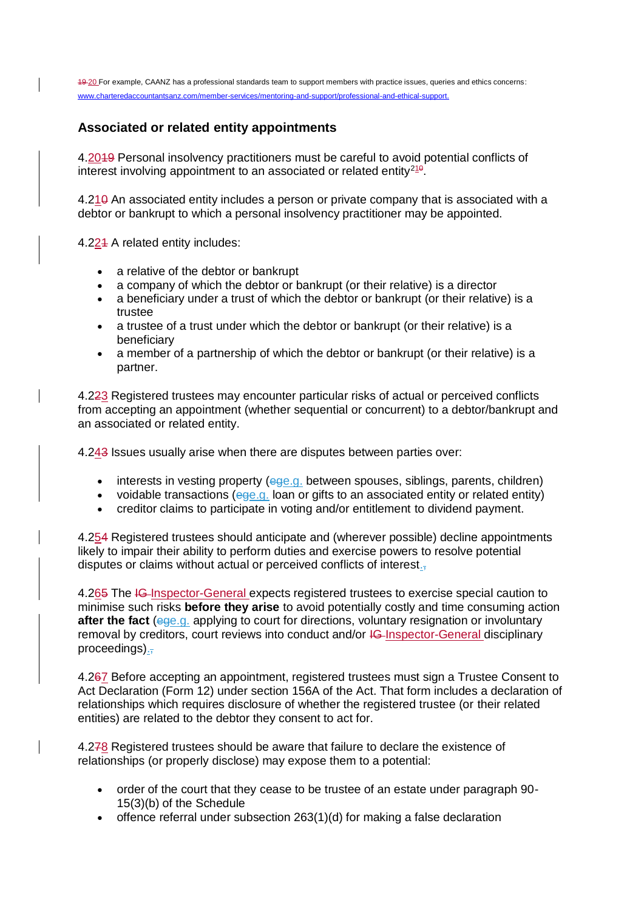~~19~~ 20 For example, CAANZ has a professional standards team to support members with practice issues, queries and ethics concerns: www.charteredaccountantsanz.com/member-services/mentoring-and-support/professional-and-ethical-support.

## Associated or related entity appointments

4.20~~19~~ Personal insolvency practitioners must be careful to avoid potential conflicts of interest involving appointment to an associated or related entity[21~~0~~].

4.21~~0~~ An associated entity includes a person or private company that is associated with a debtor or bankrupt to which a personal insolvency practitioner may be appointed.

4.22~~1~~ A related entity includes:

- a relative of the debtor or bankrupt
- a company of which the debtor or bankrupt (or their relative) is a director
- a beneficiary under a trust of which the debtor or bankrupt (or their relative) is a trustee
- a trustee of a trust under which the debtor or bankrupt (or their relative) is a beneficiary
- a member of a partnership of which the debtor or bankrupt (or their relative) is a partner.

4.2~~2~~3 Registered trustees may encounter particular risks of actual or perceived conflicts from accepting an appointment (whether sequential or concurrent) to a debtor/bankrupt and an associated or related entity.

4.24~~3~~ Issues usually arise when there are disputes between parties over:

- interests in vesting property (~~eg~~e.g. between spouses, siblings, parents, children)
- voidable transactions (~~eg~~e.g. loan or gifts to an associated entity or related entity)
- creditor claims to participate in voting and/or entitlement to dividend payment.

4.25~~4~~ Registered trustees should anticipate and (wherever possible) decline appointments likely to impair their ability to perform duties and exercise powers to resolve potential disputes or claims without actual or perceived conflicts of interest.~~,~~

4.26~~5~~ The ~~IG~~ Inspector-General expects registered trustees to exercise special caution to minimise such risks **before they arise** to avoid potentially costly and time consuming action **after the fact** (~~eg~~e.g. applying to court for directions, voluntary resignation or involuntary removal by creditors, court reviews into conduct and/or ~~IG~~ Inspector-General disciplinary proceedings).~~,~~

4.2~~6~~7 Before accepting an appointment, registered trustees must sign a Trustee Consent to Act Declaration (Form 12) under section 156A of the Act. That form includes a declaration of relationships which requires disclosure of whether the registered trustee (or their related entities) are related to the debtor they consent to act for.

4.2~~7~~8 Registered trustees should be aware that failure to declare the existence of relationships (or properly disclose) may expose them to a potential:

- order of the court that they cease to be trustee of an estate under paragraph 90-15(3)(b) of the Schedule
- offence referral under subsection 263(1)(d) for making a false declaration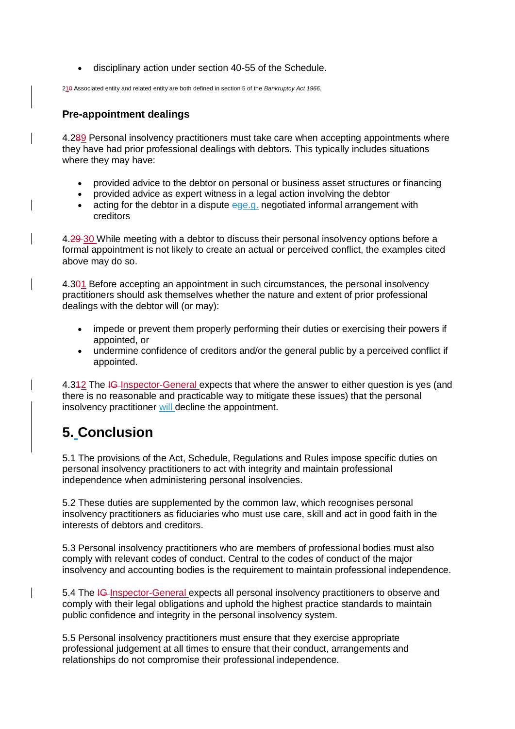- disciplinary action under section 40-55 of the Schedule.

2~~1~~0 Associated entity and related entity are both defined in section 5 of the *Bankruptcy Act 1966*.

### Pre-appointment dealings

4.2~~8~~9 Personal insolvency practitioners must take care when accepting appointments where they have had prior professional dealings with debtors. This typically includes situations where they may have:

- provided advice to the debtor on personal or business asset structures or financing
- provided advice as expert witness in a legal action involving the debtor
- acting for the debtor in a dispute ~~eg~~e.g. negotiated informal arrangement with creditors

4.~~29~~ 30 While meeting with a debtor to discuss their personal insolvency options before a formal appointment is not likely to create an actual or perceived conflict, the examples cited above may do so.

4.3~~0~~1 Before accepting an appointment in such circumstances, the personal insolvency practitioners should ask themselves whether the nature and extent of prior professional dealings with the debtor will (or may):

- impede or prevent them properly performing their duties or exercising their powers if appointed, or
- undermine confidence of creditors and/or the general public by a perceived conflict if appointed.

4.3~~1~~2 The ~~IG~~ Inspector-General expects that where the answer to either question is yes (and there is no reasonable and practicable way to mitigate these issues) that the personal insolvency practitioner will decline the appointment.

## 5. Conclusion

5.1 The provisions of the Act, Schedule, Regulations and Rules impose specific duties on personal insolvency practitioners to act with integrity and maintain professional independence when administering personal insolvencies.

5.2 These duties are supplemented by the common law, which recognises personal insolvency practitioners as fiduciaries who must use care, skill and act in good faith in the interests of debtors and creditors.

5.3 Personal insolvency practitioners who are members of professional bodies must also comply with relevant codes of conduct. Central to the codes of conduct of the major insolvency and accounting bodies is the requirement to maintain professional independence.

5.4 The ~~IG~~ Inspector-General expects all personal insolvency practitioners to observe and comply with their legal obligations and uphold the highest practice standards to maintain public confidence and integrity in the personal insolvency system.

5.5 Personal insolvency practitioners must ensure that they exercise appropriate professional judgement at all times to ensure that their conduct, arrangements and relationships do not compromise their professional independence.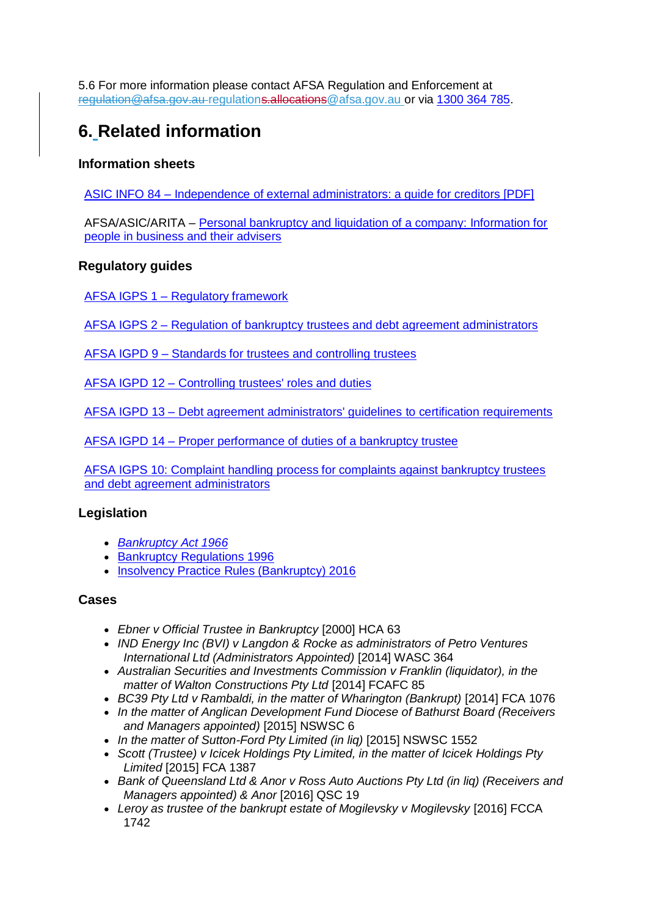5.6 For more information please contact AFSA Regulation and Enforcement at ~~regulation@afsa.gov.au~~ regulation~~s.allocations~~@afsa.gov.au or via 1300 364 785.

# 6. Related information

### Information sheets

ASIC INFO 84 – Independence of external administrators: a guide for creditors [PDF]

AFSA/ASIC/ARITA – Personal bankruptcy and liquidation of a company: Information for people in business and their advisers

### Regulatory guides

AFSA IGPS 1 – Regulatory framework

AFSA IGPS 2 – Regulation of bankruptcy trustees and debt agreement administrators

AFSA IGPD 9 – Standards for trustees and controlling trustees

AFSA IGPD 12 – Controlling trustees' roles and duties

AFSA IGPD 13 – Debt agreement administrators' guidelines to certification requirements

AFSA IGPD 14 – Proper performance of duties of a bankruptcy trustee

AFSA IGPS 10: Complaint handling process for complaints against bankruptcy trustees and debt agreement administrators

### Legislation

- *Bankruptcy Act 1966*
- Bankruptcy Regulations 1996
- Insolvency Practice Rules (Bankruptcy) 2016

### Cases

- *Ebner v Official Trustee in Bankruptcy* [2000] HCA 63
- *IND Energy Inc (BVI) v Langdon & Rocke as administrators of Petro Ventures International Ltd (Administrators Appointed)* [2014] WASC 364
- *Australian Securities and Investments Commission v Franklin (liquidator), in the matter of Walton Constructions Pty Ltd* [2014] FCAFC 85
- *BC39 Pty Ltd v Rambaldi, in the matter of Wharington (Bankrupt)* [2014] FCA 1076
- *In the matter of Anglican Development Fund Diocese of Bathurst Board (Receivers and Managers appointed)* [2015] NSWSC 6
- *In the matter of Sutton-Ford Pty Limited (in liq)* [2015] NSWSC 1552
- *Scott (Trustee) v Icicek Holdings Pty Limited, in the matter of Icicek Holdings Pty Limited* [2015] FCA 1387
- *Bank of Queensland Ltd & Anor v Ross Auto Auctions Pty Ltd (in liq) (Receivers and Managers appointed) & Anor* [2016] QSC 19
- *Leroy as trustee of the bankrupt estate of Mogilevsky v Mogilevsky* [2016] FCCA 1742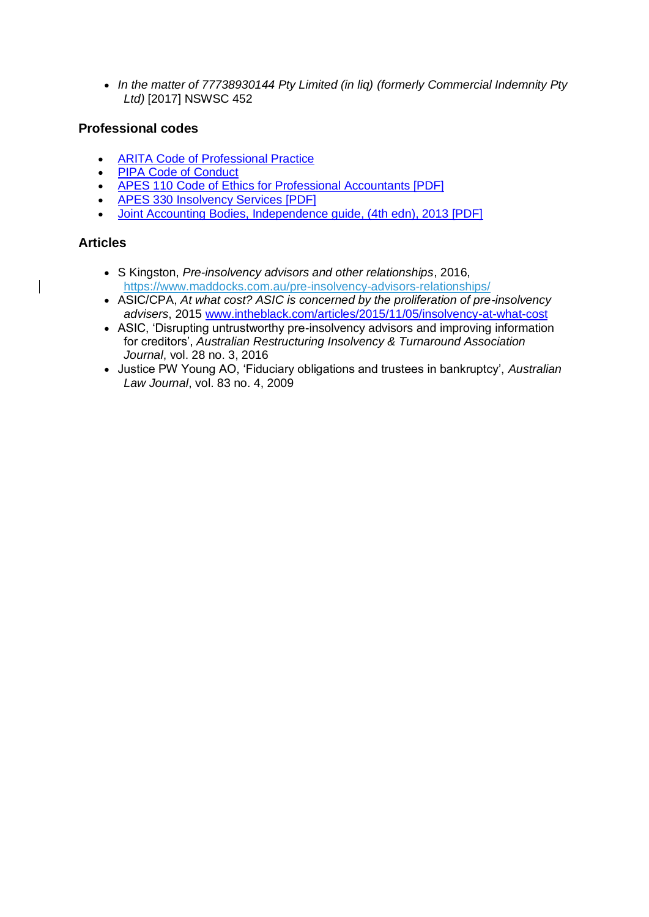- *In the matter of 77738930144 Pty Limited (in liq) (formerly Commercial Indemnity Pty Ltd)* [2017] NSWSC 452

### Professional codes

- ARITA Code of Professional Practice
- PIPA Code of Conduct
- APES 110 Code of Ethics for Professional Accountants [PDF]
- APES 330 Insolvency Services [PDF]
- Joint Accounting Bodies, Independence guide, (4th edn), 2013 [PDF]

### Articles

- S Kingston, *Pre-insolvency advisors and other relationships*, 2016, https://www.maddocks.com.au/pre-insolvency-advisors-relationships/
- ASIC/CPA, *At what cost? ASIC is concerned by the proliferation of pre-insolvency advisers*, 2015 www.intheblack.com/articles/2015/11/05/insolvency-at-what-cost
- ASIC, 'Disrupting untrustworthy pre-insolvency advisors and improving information for creditors', *Australian Restructuring Insolvency & Turnaround Association Journal*, vol. 28 no. 3, 2016
- Justice PW Young AO, 'Fiduciary obligations and trustees in bankruptcy', *Australian Law Journal*, vol. 83 no. 4, 2009